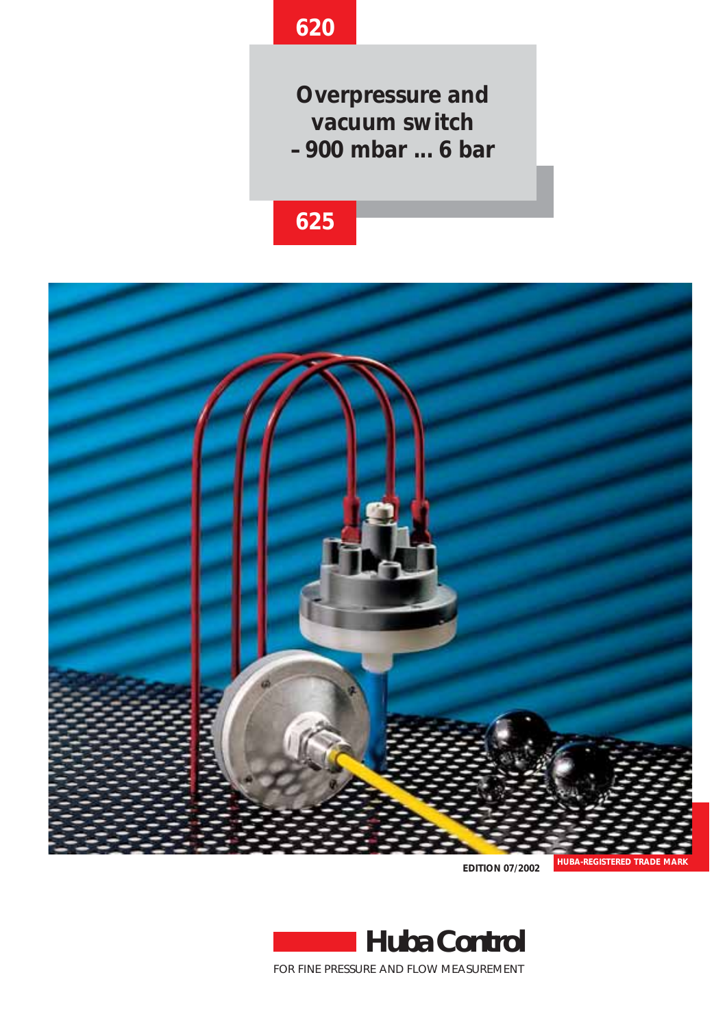620

# Overpressure and vacuum switch – 900 mbar ... 6 bar

625

EDITION 07/2002

HUBA-REGISTERED TRADE MARK

**Huba Control**

FOR FINE PRESSURE AND FLOW MEASUREMENT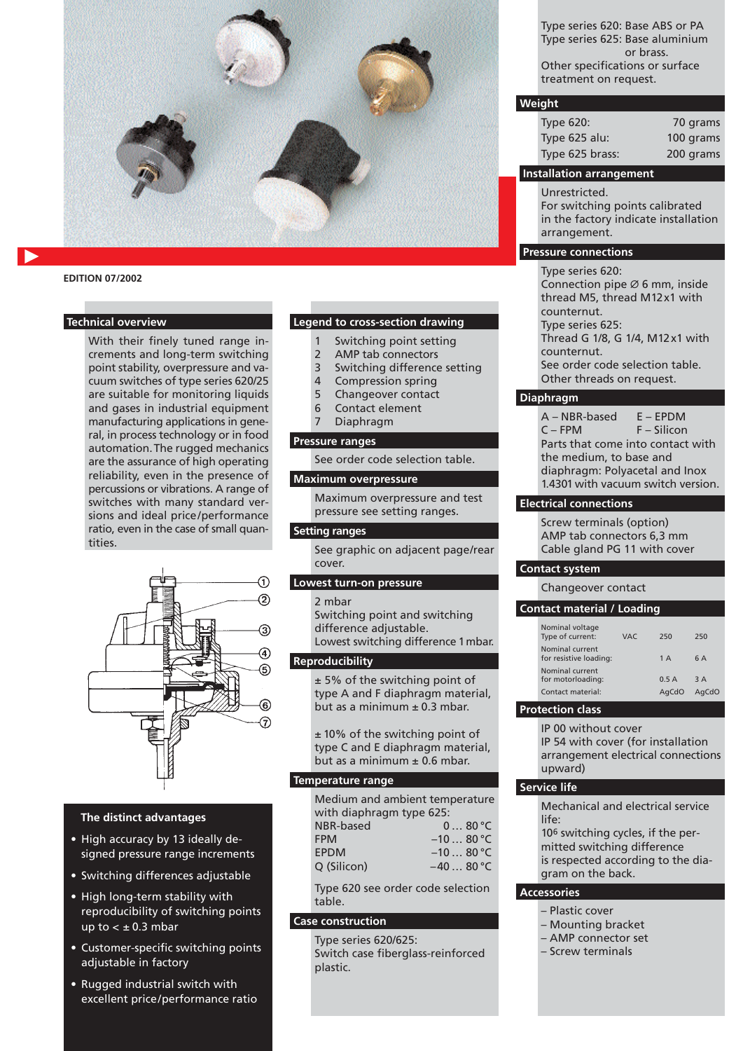EDITION 07/2002

## Technical overview

With their finely tuned range increments and long-term switching point stability, overpressure and vacuum switches of type series 620/25 are suitable for monitoring liquids and gases in industrial equipment manufacturing applications in general, in process technology or in food automation. The rugged mechanics are the assurance of high operating reliability, even in the case of percussions or vibrations. A range of switches with many standard versions and ideal price/performance ratio, even in the case of small quantities.

### The distinct advantages

- High accuracy by 13 ideally designed pressure range increments
- Switching differences adjustable
- High long-term stability with reproducibility of switching points up to < ± 0.3 mbar
- Customer-specific switching points adjustable in factory
- Rugged industrial switch with excellent price/performance ratio

## Legend to cross-section drawing

1. Switching point setting
2. AMP tab connectors
3. Switching difference setting
4. Compression spring
5. Changeover contact
6. Contact element
7. Diaphragm

## Pressure ranges

See order code selection table.

## Maximum overpressure

Maximum overpressure and test pressure see setting ranges.

## Setting ranges

See graphic on adjacent page/rear cover.

## Lowest turn-on pressure

2 mbar
Switching point and switching difference adjustable.
Lowest switching difference 1 mbar.

## Reproducibility

± 5% of the switching point of type A and F diaphragm material, but as a minimum ± 0.3 mbar.

± 10% of the switching point of type C and E diaphragm material, but as a minimum ± 0.6 mbar.

## Temperature range

Medium and ambient temperature with diaphragm type 625:

| | |
|---|---|
| NBR-based | 0 … 80 °C |
| FPM | –10 … 80 °C |
| EPDM | –10 … 80 °C |
| Q (Silicon) | –40 … 80 °C |

Type 620 see order code selection table.

## Case construction

Type series 620/625:
Switch case fiberglass-reinforced plastic.
Type series 620: Base ABS or PA
Type series 625: Base aluminium or brass.
Other specifications or surface treatment on request.

## Weight

| | |
|---|---|
| Type 620: | 70 grams |
| Type 625 alu: | 100 grams |
| Type 625 brass: | 200 grams |

## Installation arrangement

Unrestricted.
For switching points calibrated in the factory indicate installation arrangement.

## Pressure connections

Type series 620:
Connection pipe ∅ 6 mm, inside thread M5, thread M12x1 with counternut.
Type series 625:
Thread G 1/8, G 1/4, M12x1 with counternut.
See order code selection table.
Other threads on request.

## Diaphragm

A – NBR-based E – EPDM
C – FPM F – Silicon
Parts that come into contact with the medium, to base and diaphragm: Polyacetal and Inox 1.4301 with vacuum switch version.

## Electrical connections

Screw terminals (option)
AMP tab connectors 6,3 mm
Cable gland PG 11 with cover

## Contact system

Changeover contact

## Contact material / Loading

| Nominal voltage Type of current: | VAC | 250 | 250 |
|---|---|---|---|
| Nominal current for resistive loading: | | 1 A | 6 A |
| Nominal current for motorloading: | | 0.5 A | 3 A |
| Contact material: | | AgCdO | AgCdO |

## Protection class

IP 00 without cover
IP 54 with cover (for installation arrangement electrical connections upward)

## Service life

Mechanical and electrical service life:
$10^6$ switching cycles, if the permitted switching difference is respected according to the diagram on the back.

## Accessories

- Plastic cover
- Mounting bracket
- AMP connector set
- Screw terminals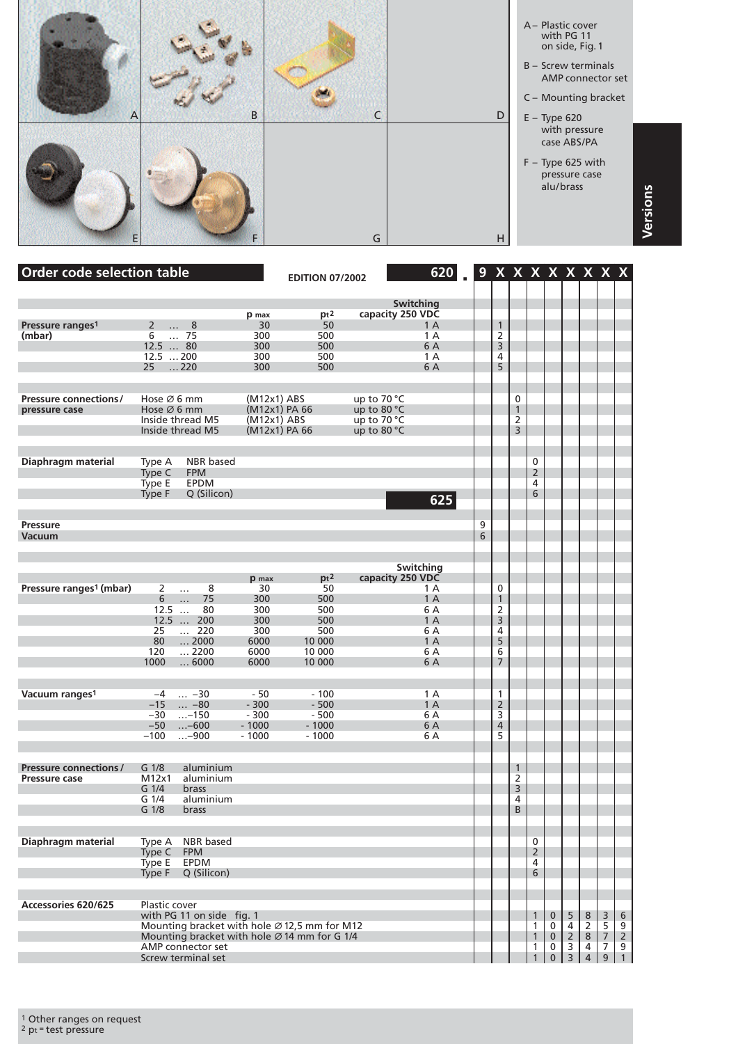A – Plastic cover with PG 11 on side, Fig. 1

B – Screw terminals AMP connector set

C – Mounting bracket

E – Type 620 with pressure case ABS/PA

F – Type 625 with pressure case alu/brass

**Versions**

## Order code selection table

EDITION 07/2002

**620** . 9 X X X X X X X X

| | | $p_{max}$ | $p_t$[2] | Switching capacity 250 VDC | | | | | | | | | |
|---|---|---|---|---|---|---|---|---|---|---|---|---|---|
| **Pressure ranges[1] (mbar)** | 2 … 8 | 30 | 50 | 1 A | | 1 | | | | | | | |
| | 6 … 75 | 300 | 500 | 1 A | | 2 | | | | | | | |
| | 12.5 … 80 | 300 | 500 | 6 A | | 3 | | | | | | | |
| | 12.5 … 200 | 300 | 500 | 1 A | | 4 | | | | | | | |
| | 25 … 220 | 300 | 500 | 6 A | | 5 | | | | | | | |
| **Pressure connections / pressure case** | Hose Ø 6 mm | (M12x1) ABS | up to 70 °C | | | | 0 | | | | | | |
| | Hose Ø 6 mm | (M12x1) PA 66 | up to 80 °C | | | | 1 | | | | | | |
| | Inside thread M5 | (M12x1) ABS | up to 70 °C | | | | 2 | | | | | | |
| | Inside thread M5 | (M12x1) PA 66 | up to 80 °C | | | | 3 | | | | | | |
| **Diaphragm material** | Type A NBR based | | | | | | | 0 | | | | | |
| | Type C FPM | | | | | | | 2 | | | | | |
| | Type E EPDM | | | | | | | 4 | | | | | |
| | Type F Q (Silicon) | | | | | | | 6 | | | | | |

**625**

| | | $p_{max}$ | $p_t$[2] | Switching capacity 250 VDC | | | | | | | | | |
|---|---|---|---|---|---|---|---|---|---|---|---|---|---|
| **Pressure** | | | | | 9 | | | | | | | | |
| **Vacuum** | | | | | 6 | | | | | | | | |
| **Pressure ranges[1] (mbar)** | 2 … 8 | 30 | 50 | 1 A | | 0 | | | | | | | |
| | 6 … 75 | 300 | 500 | 1 A | | 1 | | | | | | | |
| | 12.5 … 80 | 300 | 500 | 6 A | | 2 | | | | | | | |
| | 12.5 … 200 | 300 | 500 | 1 A | | 3 | | | | | | | |
| | 25 … 220 | 300 | 500 | 6 A | | 4 | | | | | | | |
| | 80 … 2000 | 6000 | 10 000 | 1 A | | 5 | | | | | | | |
| | 120 … 2200 | 6000 | 10 000 | 6 A | | 6 | | | | | | | |
| | 1000 … 6000 | 6000 | 10 000 | 6 A | | 7 | | | | | | | |
| **Vacuum ranges[1]** | −4 … −30 | - 50 | - 100 | 1 A | | 1 | | | | | | | |
| | −15 … −80 | - 300 | - 500 | 1 A | | 2 | | | | | | | |
| | −30 …−150 | - 300 | - 500 | 6 A | | 3 | | | | | | | |
| | −50 …−600 | - 1000 | - 1000 | 6 A | | 4 | | | | | | | |
| | −100 …−900 | - 1000 | - 1000 | 6 A | | 5 | | | | | | | |
| **Pressure connections / Pressure case** | G 1/8 aluminium | | | | | | 1 | | | | | | |
| | M12x1 aluminium | | | | | | 2 | | | | | | |
| | G 1/4 brass | | | | | | 3 | | | | | | |
| | G 1/4 aluminium | | | | | | 4 | | | | | | |
| | G 1/8 brass | | | | | | B | | | | | | |
| **Diaphragm material** | Type A NBR based | | | | | | | 0 | | | | | |
| | Type C FPM | | | | | | | 2 | | | | | |
| | Type E EPDM | | | | | | | 4 | | | | | |
| | Type F Q (Silicon) | | | | | | | 6 | | | | | |
| **Accessories 620/625** | Plastic cover with PG 11 on side fig. 1 | | | | | | | 1 | 0 | 5 | 8 | 3 | 6 |
| | Mounting bracket with hole Ø 12,5 mm for M12 | | | | | | | 1 | 0 | 4 | 2 | 5 | 9 |
| | Mounting bracket with hole Ø 14 mm for G 1/4 | | | | | | | 1 | 0 | 2 | 8 | 7 | 2 |
| | AMP connector set | | | | | | | 1 | 0 | 3 | 4 | 7 | 9 |
| | Screw terminal set | | | | | | | 1 | 0 | 3 | 4 | 9 | 1 |

[1] Other ranges on request
[2] $p_t$ = test pressure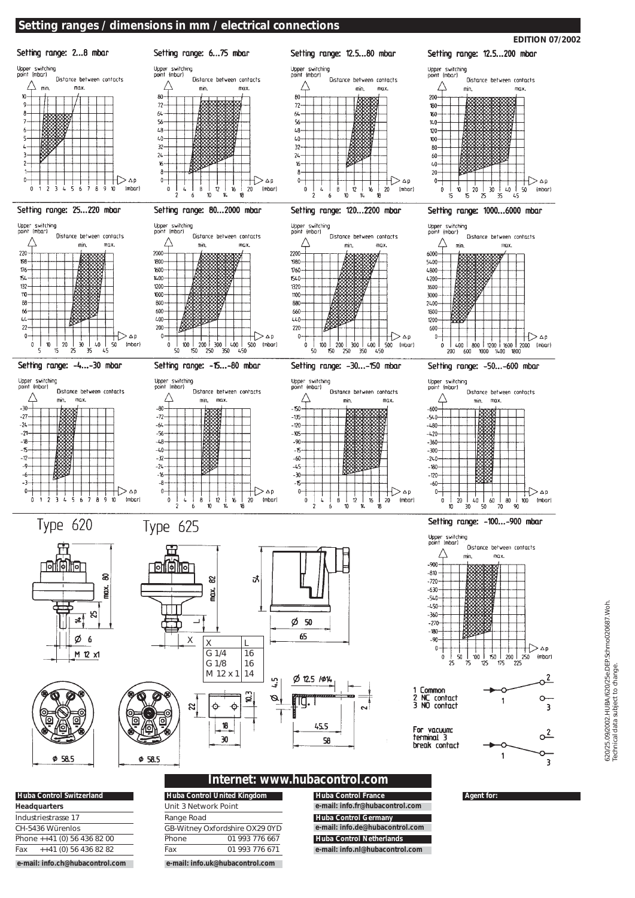## Setting ranges / dimensions in mm / electrical connections

**EDITION 07/2002**

### Setting range: 2...8 mbar

Upper switching point (mbar)
Distance between contacts
min. max.
10 9 8 7 6 5 4 3 2 1 0
0 1 2 3 4 5 6 7 8 9 10
Δp (mbar)

### Setting range: 6...75 mbar

Upper switching point (mbar)
Distance between contacts
min. max.
80 72 64 56 48 40 32 24 16 8 0
0 2 4 6 8 10 12 14 16 18 20
Δp (mbar)

### Setting range: 12.5...80 mbar

Upper switching point (mbar)
Distance between contacts
min. max.
80 72 64 56 48 40 32 24 16 8 0
0 2 4 6 8 10 12 14 16 18 20
Δp (mbar)

### Setting range: 12.5...200 mbar

Upper switching point (mbar)
Distance between contacts
min. max.
200 180 160 140 120 100 80 60 40 20 0
0 10 15 20 25 30 35 40 45 50
Δp (mbar)

### Setting range: 25...220 mbar

Upper switching point (mbar)
Distance between contacts
min. max.
220 198 176 154 132 110 88 66 44 22 0
0 5 10 15 20 25 30 35 40 45 50
Δp (mbar)

### Setting range: 80...2000 mbar

Upper switching point (mbar)
Distance between contacts
min. max.
2000 1800 1600 1400 1200 1000 800 600 400 200 0
0 50 100 150 200 250 300 350 400 450 500
Δp (mbar)

### Setting range: 120...2200 mbar

Upper switching point (mbar)
Distance between contacts
min. max.
2200 1980 1760 1540 1320 1100 880 660 440 220 0
0 50 100 150 200 250 300 350 400 450 500
Δp (mbar)

### Setting range: 1000...6000 mbar

Upper switching point (mbar)
Distance between contacts
min. max.
6000 5400 4800 4200 3600 3000 2400 1800 1200 600 0
0 200 400 600 800 1000 1200 1400 1600 1800 2000
Δp (mbar)

### Setting range: -4...-30 mbar

Upper switching point (mbar)
Distance between contacts
min. max.
-30 -27 -24 -21 -18 -15 -12 -9 -6 -3 0
0 1 2 3 4 5 6 7 8 9 10
Δp (mbar)

### Setting range: -15...-80 mbar

Upper switching point (mbar)
Distance between contacts
min. max.
-80 -72 -64 -56 -48 -40 -32 -24 -16 -8 0
0 2 4 6 8 10 12 14 16 18 20
Δp (mbar)

### Setting range: -30...-150 mbar

Upper switching point (mbar)
Distance between contacts
min. max.
-150 -135 -120 -105 -90 -75 -60 -45 -30 -15 0
0 2 4 6 8 10 12 14 16 18 20
Δp (mbar)

### Setting range: -50...-600 mbar

Upper switching point (mbar)
Distance between contacts
min. max.
-600 -540 -480 -420 -360 -300 -240 -180 -120 -60 0
0 10 20 30 40 50 60 70 80 90 100
Δp (mbar)

### Setting range: -100...-900 mbar

Upper switching point (mbar)
Distance between contacts
min. max.
-900 -810 -720 -630 -540 -450 -360 -270 -180 -90 0
0 25 50 75 100 125 150 175 200 225 250
Δp (mbar)

### Type 620

max. 80
25
14
Ø 6
M 12 x1
Ø 58.5

### Type 625

max. 82
L
X
Ø 58.5

| X | L |
|---|---|
| G 1/4 | 16 |
| G 1/8 | 16 |
| M 12 x 1 | 14 |

54
Ø 50
65

22
18
30
10.3
4.5
Ø 12.5 / Ø14
2
45.5
58

1 Common
2 NC contact
3 NO contact

For vacuum:
terminal 3
break contact

## Internet: www.hubacontrol.com

**Huba Control Switzerland**
**Headquarters**
Industriestrasse 17
CH-5436 Würenlos
Phone ++41 (0) 56 436 82 00
Fax ++41 (0) 56 436 82 82
**e-mail: info.ch@hubacontrol.com**

**Huba Control United Kingdom**
Unit 3 Network Point
Range Road
GB-Witney Oxfordshire OX29 0YD
Phone 01 993 776 667
Fax 01 993 776 671
**e-mail: info.uk@hubacontrol.com**

**Huba Control France**
**e-mail: info.fr@hubacontrol.com**

**Huba Control Germany**
**e-mail: info.de@hubacontrol.com**

**Huba Control Netherlands**
**e-mail: info.nl@hubacontrol.com**

**Agent for:**

620/25.09/2002.HUBA/620/25e.DEP.Schmo020687.Woh.
Technical data subject to change.